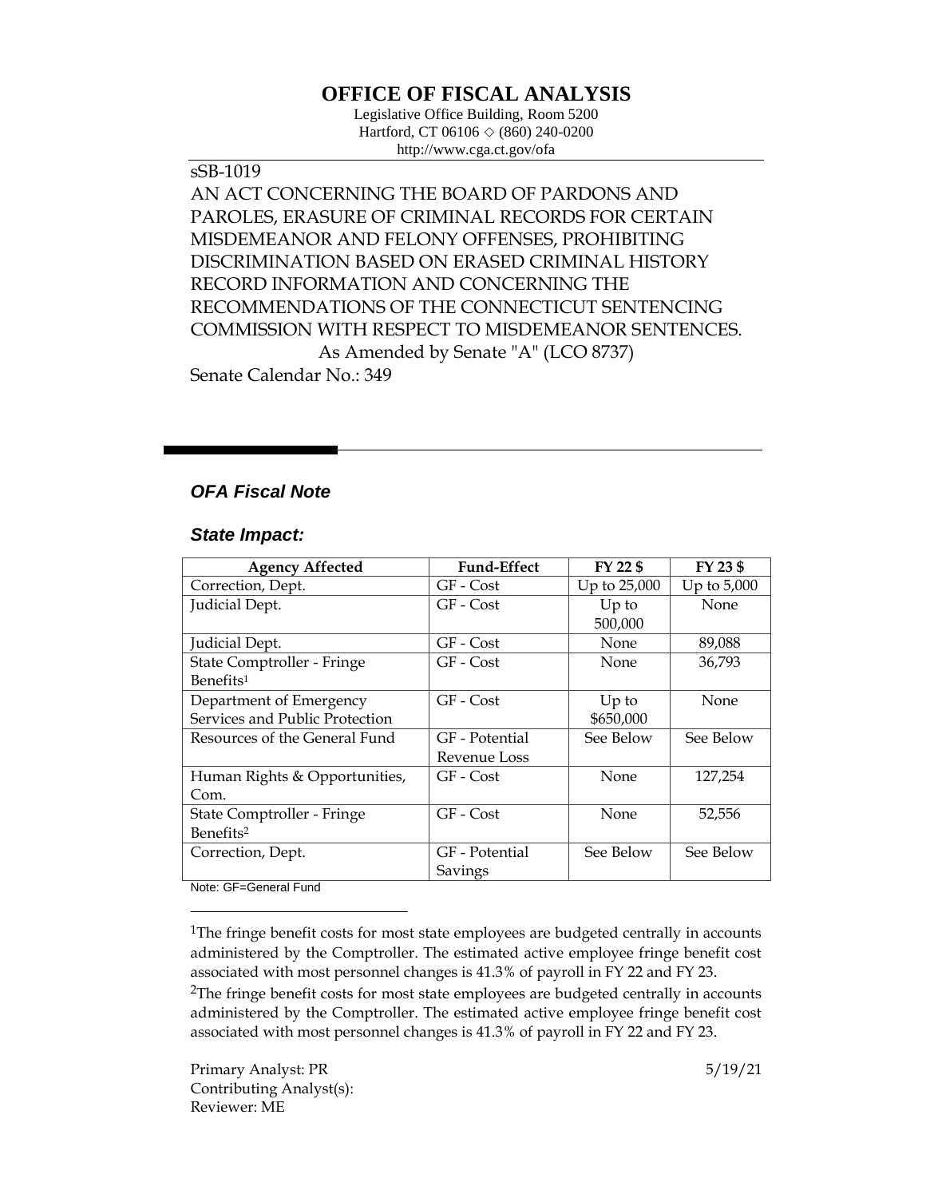# OFFICE OF FISCAL ANALYSIS

Legislative Office Building, Room 5200
Hartford, CT 06106 ◇ (860) 240-0200
http://www.cga.ct.gov/ofa

sSB-1019

AN ACT CONCERNING THE BOARD OF PARDONS AND PAROLES, ERASURE OF CRIMINAL RECORDS FOR CERTAIN MISDEMEANOR AND FELONY OFFENSES, PROHIBITING DISCRIMINATION BASED ON ERASED CRIMINAL HISTORY RECORD INFORMATION AND CONCERNING THE RECOMMENDATIONS OF THE CONNECTICUT SENTENCING COMMISSION WITH RESPECT TO MISDEMEANOR SENTENCES.

As Amended by Senate "A" (LCO 8737)

Senate Calendar No.: 349

## *OFA Fiscal Note*

### *State Impact:*

| Agency Affected | Fund-Effect | FY 22 $ | FY 23 $ |
|---|---|---|---|
| Correction, Dept. | GF - Cost | Up to 25,000 | Up to 5,000 |
| Judicial Dept. | GF - Cost | Up to 500,000 | None |
| Judicial Dept. | GF - Cost | None | 89,088 |
| State Comptroller - Fringe Benefits[1] | GF - Cost | None | 36,793 |
| Department of Emergency Services and Public Protection | GF - Cost | Up to $650,000 | None |
| Resources of the General Fund | GF - Potential Revenue Loss | See Below | See Below |
| Human Rights & Opportunities, Com. | GF - Cost | None | 127,254 |
| State Comptroller - Fringe Benefits[2] | GF - Cost | None | 52,556 |
| Correction, Dept. | GF - Potential Savings | See Below | See Below |

Note: GF=General Fund

[1]The fringe benefit costs for most state employees are budgeted centrally in accounts administered by the Comptroller. The estimated active employee fringe benefit cost associated with most personnel changes is 41.3% of payroll in FY 22 and FY 23.

[2]The fringe benefit costs for most state employees are budgeted centrally in accounts administered by the Comptroller. The estimated active employee fringe benefit cost associated with most personnel changes is 41.3% of payroll in FY 22 and FY 23.

Primary Analyst: PR
Contributing Analyst(s):
Reviewer: ME

5/19/21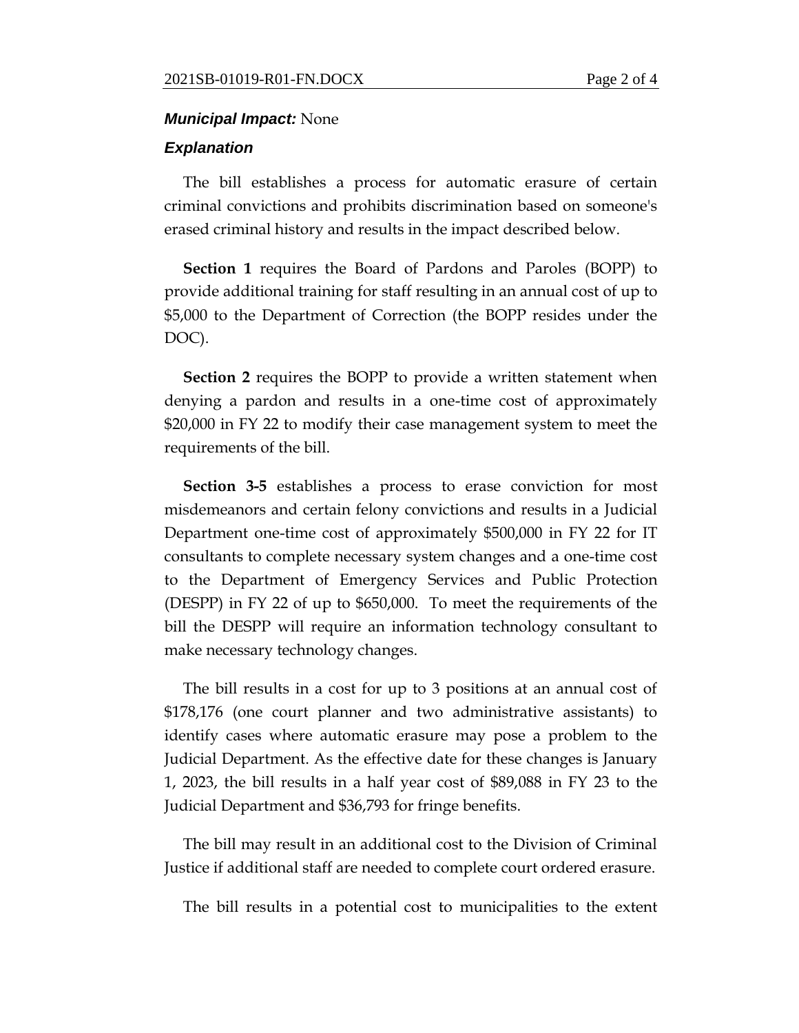***Municipal Impact:*** None

***Explanation***

The bill establishes a process for automatic erasure of certain criminal convictions and prohibits discrimination based on someone's erased criminal history and results in the impact described below.

**Section 1** requires the Board of Pardons and Paroles (BOPP) to provide additional training for staff resulting in an annual cost of up to $5,000 to the Department of Correction (the BOPP resides under the DOC).

**Section 2** requires the BOPP to provide a written statement when denying a pardon and results in a one-time cost of approximately $20,000 in FY 22 to modify their case management system to meet the requirements of the bill.

**Section 3-5** establishes a process to erase conviction for most misdemeanors and certain felony convictions and results in a Judicial Department one-time cost of approximately $500,000 in FY 22 for IT consultants to complete necessary system changes and a one-time cost to the Department of Emergency Services and Public Protection (DESPP) in FY 22 of up to $650,000. To meet the requirements of the bill the DESPP will require an information technology consultant to make necessary technology changes.

The bill results in a cost for up to 3 positions at an annual cost of $178,176 (one court planner and two administrative assistants) to identify cases where automatic erasure may pose a problem to the Judicial Department. As the effective date for these changes is January 1, 2023, the bill results in a half year cost of $89,088 in FY 23 to the Judicial Department and $36,793 for fringe benefits.

The bill may result in an additional cost to the Division of Criminal Justice if additional staff are needed to complete court ordered erasure.

The bill results in a potential cost to municipalities to the extent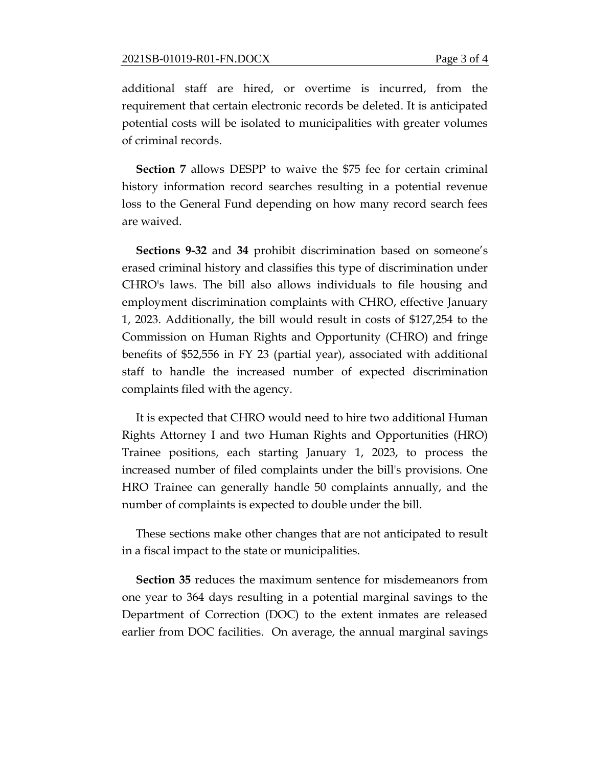additional staff are hired, or overtime is incurred, from the requirement that certain electronic records be deleted. It is anticipated potential costs will be isolated to municipalities with greater volumes of criminal records.

**Section 7** allows DESPP to waive the $75 fee for certain criminal history information record searches resulting in a potential revenue loss to the General Fund depending on how many record search fees are waived.

**Sections 9-32** and **34** prohibit discrimination based on someone's erased criminal history and classifies this type of discrimination under CHRO's laws. The bill also allows individuals to file housing and employment discrimination complaints with CHRO, effective January 1, 2023. Additionally, the bill would result in costs of $127,254 to the Commission on Human Rights and Opportunity (CHRO) and fringe benefits of $52,556 in FY 23 (partial year), associated with additional staff to handle the increased number of expected discrimination complaints filed with the agency.

It is expected that CHRO would need to hire two additional Human Rights Attorney I and two Human Rights and Opportunities (HRO) Trainee positions, each starting January 1, 2023, to process the increased number of filed complaints under the bill's provisions. One HRO Trainee can generally handle 50 complaints annually, and the number of complaints is expected to double under the bill.

These sections make other changes that are not anticipated to result in a fiscal impact to the state or municipalities.

**Section 35** reduces the maximum sentence for misdemeanors from one year to 364 days resulting in a potential marginal savings to the Department of Correction (DOC) to the extent inmates are released earlier from DOC facilities. On average, the annual marginal savings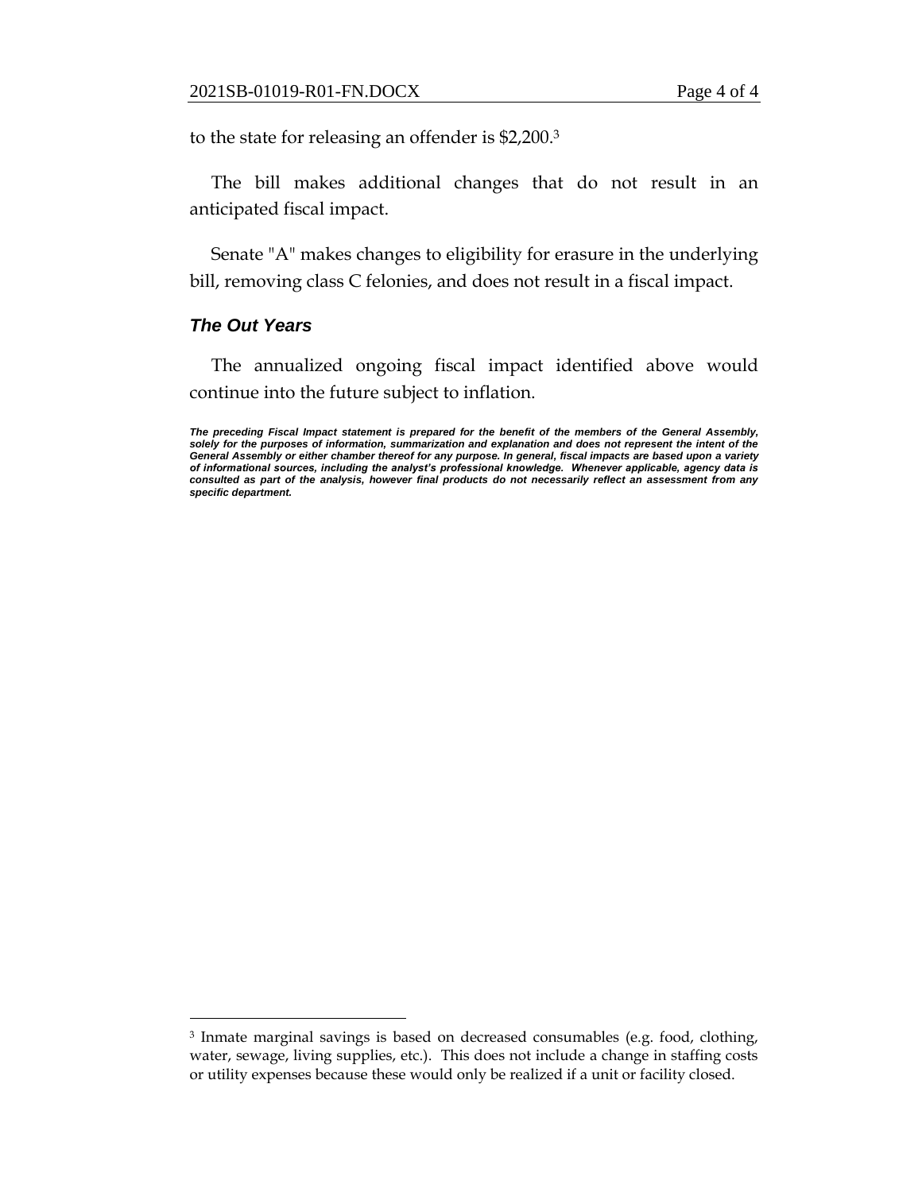to the state for releasing an offender is $2,200.[3]

The bill makes additional changes that do not result in an anticipated fiscal impact.

Senate "A" makes changes to eligibility for erasure in the underlying bill, removing class C felonies, and does not result in a fiscal impact.

### *The Out Years*

The annualized ongoing fiscal impact identified above would continue into the future subject to inflation.

***The preceding Fiscal Impact statement is prepared for the benefit of the members of the General Assembly, solely for the purposes of information, summarization and explanation and does not represent the intent of the General Assembly or either chamber thereof for any purpose. In general, fiscal impacts are based upon a variety of informational sources, including the analyst's professional knowledge. Whenever applicable, agency data is consulted as part of the analysis, however final products do not necessarily reflect an assessment from any specific department.***

---

[3] Inmate marginal savings is based on decreased consumables (e.g. food, clothing, water, sewage, living supplies, etc.). This does not include a change in staffing costs or utility expenses because these would only be realized if a unit or facility closed.